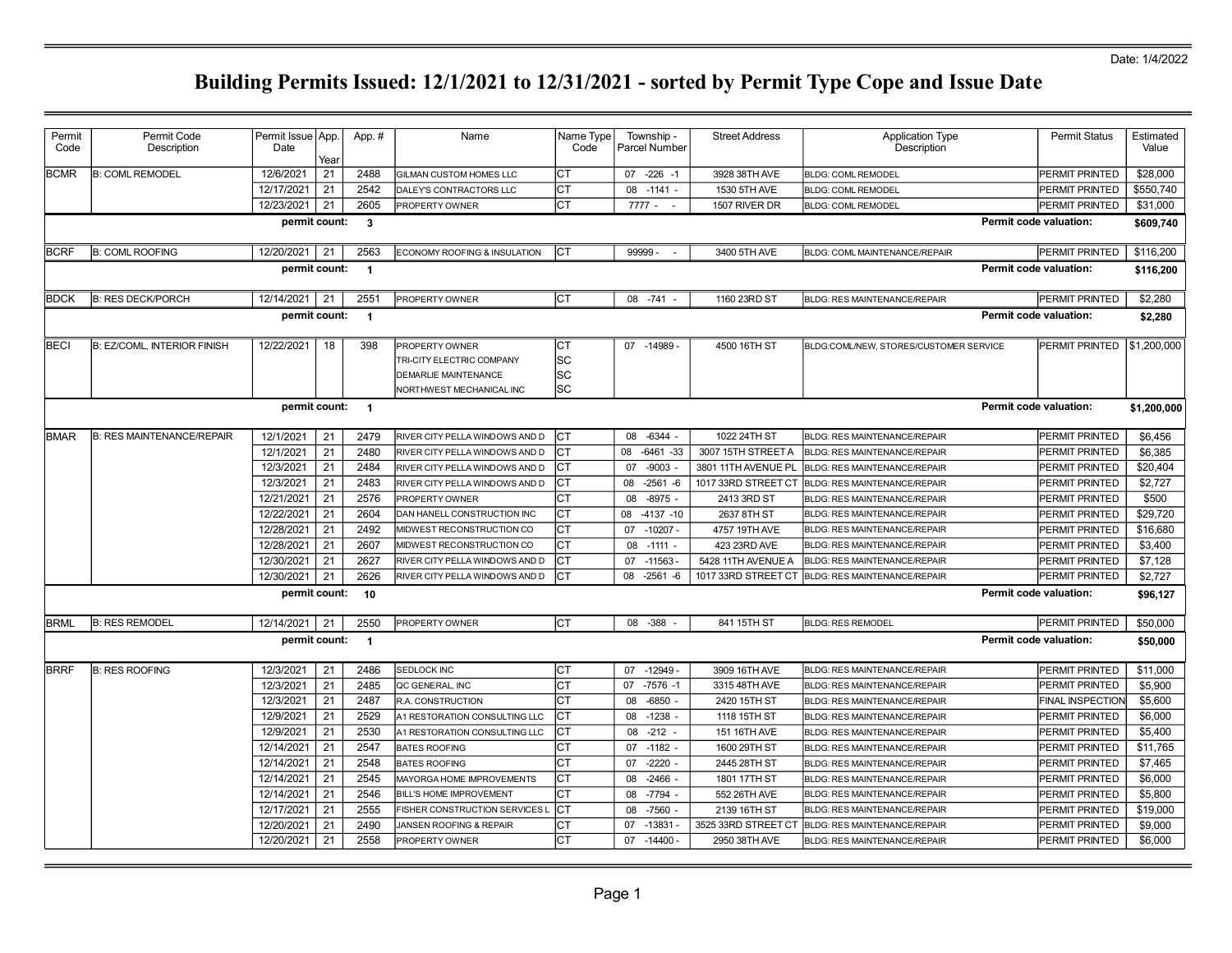Date: 1/4/2022

# Building Permits Issued: 12/1/2021 to 12/31/2021 - sorted by Permit Type Cope and Issue Date

| Permit Code | Permit Code Description | Permit Issue Date | App. Year | App. # | Name | Name Type Code | Township - Parcel Number | Street Address | Application Type Description | Permit Status | Estimated Value |
|---|---|---|---|---|---|---|---|---|---|---|---|
| BCMR | B: COML REMODEL | 12/6/2021 | 21 | 2488 | GILMAN CUSTOM HOMES LLC | CT | 07 -226 -1 | 3928 38TH AVE | BLDG: COML REMODEL | PERMIT PRINTED | $28,000 |
| | | 12/17/2021 | 21 | 2542 | DALEY'S CONTRACTORS LLC | CT | 08 -1141 - | 1530 5TH AVE | BLDG: COML REMODEL | PERMIT PRINTED | $550,740 |
| | | 12/23/2021 | 21 | 2605 | PROPERTY OWNER | CT | 7777 - - | 1507 RIVER DR | BLDG: COML REMODEL | PERMIT PRINTED | $31,000 |
| | | **permit count:** | | **3** | | | | | | **Permit code valuation:** | **$609,740** |
| BCRF | B: COML ROOFING | 12/20/2021 | 21 | 2563 | ECONOMY ROOFING & INSULATION | CT | 99999 - - | 3400 5TH AVE | BLDG: COML MAINTENANCE/REPAIR | PERMIT PRINTED | $116,200 |
| | | **permit count:** | | **1** | | | | | | **Permit code valuation:** | **$116,200** |
| BDCK | B: RES DECK/PORCH | 12/14/2021 | 21 | 2551 | PROPERTY OWNER | CT | 08 -741 - | 1160 23RD ST | BLDG: RES MAINTENANCE/REPAIR | PERMIT PRINTED | $2,280 |
| | | **permit count:** | | **1** | | | | | | **Permit code valuation:** | **$2,280** |
| BECI | B: EZ/COML, INTERIOR FINISH | 12/22/2021 | 18 | 398 | PROPERTY OWNER | CT | 07 -14989 - | 4500 16TH ST | BLDG:COML/NEW, STORES/CUSTOMER SERVICE | PERMIT PRINTED | $1,200,000 |
| | | | | | TRI-CITY ELECTRIC COMPANY | SC | | | | | |
| | | | | | DEMARLIE MAINTENANCE | SC | | | | | |
| | | | | | NORTHWEST MECHANICAL INC | SC | | | | | |
| | | **permit count:** | | **1** | | | | | | **Permit code valuation:** | **$1,200,000** |
| BMAR | B: RES MAINTENANCE/REPAIR | 12/1/2021 | 21 | 2479 | RIVER CITY PELLA WINDOWS AND D | CT | 08 -6344 - | 1022 24TH ST | BLDG: RES MAINTENANCE/REPAIR | PERMIT PRINTED | $6,456 |
| | | 12/1/2021 | 21 | 2480 | RIVER CITY PELLA WINDOWS AND D | CT | 08 -6461 -33 | 3007 15TH STREET A | BLDG: RES MAINTENANCE/REPAIR | PERMIT PRINTED | $6,385 |
| | | 12/3/2021 | 21 | 2484 | RIVER CITY PELLA WINDOWS AND D | CT | 07 -9003 - | 3801 11TH AVENUE PL | BLDG: RES MAINTENANCE/REPAIR | PERMIT PRINTED | $20,404 |
| | | 12/3/2021 | 21 | 2483 | RIVER CITY PELLA WINDOWS AND D | CT | 08 -2561 -6 | 1017 33RD STREET CT | BLDG: RES MAINTENANCE/REPAIR | PERMIT PRINTED | $2,727 |
| | | 12/21/2021 | 21 | 2576 | PROPERTY OWNER | CT | 08 -8975 - | 2413 3RD ST | BLDG: RES MAINTENANCE/REPAIR | PERMIT PRINTED | $500 |
| | | 12/22/2021 | 21 | 2604 | DAN HANELL CONSTRUCTION INC | CT | 08 -4137 -10 | 2637 8TH ST | BLDG: RES MAINTENANCE/REPAIR | PERMIT PRINTED | $29,720 |
| | | 12/28/2021 | 21 | 2492 | MIDWEST RECONSTRUCTION CO | CT | 07 -10207 - | 4757 19TH AVE | BLDG: RES MAINTENANCE/REPAIR | PERMIT PRINTED | $16,680 |
| | | 12/28/2021 | 21 | 2607 | MIDWEST RECONSTRUCTION CO | CT | 08 -1111 - | 423 23RD AVE | BLDG: RES MAINTENANCE/REPAIR | PERMIT PRINTED | $3,400 |
| | | 12/30/2021 | 21 | 2627 | RIVER CITY PELLA WINDOWS AND D | CT | 07 -11563 - | 5428 11TH AVENUE A | BLDG: RES MAINTENANCE/REPAIR | PERMIT PRINTED | $7,128 |
| | | 12/30/2021 | 21 | 2626 | RIVER CITY PELLA WINDOWS AND D | CT | 08 -2561 -6 | 1017 33RD STREET CT | BLDG: RES MAINTENANCE/REPAIR | PERMIT PRINTED | $2,727 |
| | | **permit count:** | | **10** | | | | | | **Permit code valuation:** | **$96,127** |
| BRML | B: RES REMODEL | 12/14/2021 | 21 | 2550 | PROPERTY OWNER | CT | 08 -388 - | 841 15TH ST | BLDG: RES REMODEL | PERMIT PRINTED | $50,000 |
| | | **permit count:** | | **1** | | | | | | **Permit code valuation:** | **$50,000** |
| BRRF | B: RES ROOFING | 12/3/2021 | 21 | 2486 | SEDLOCK INC | CT | 07 -12949 - | 3909 16TH AVE | BLDG: RES MAINTENANCE/REPAIR | PERMIT PRINTED | $11,000 |
| | | 12/3/2021 | 21 | 2485 | QC GENERAL, INC | CT | 07 -7576 -1 | 3315 48TH AVE | BLDG: RES MAINTENANCE/REPAIR | PERMIT PRINTED | $5,900 |
| | | 12/3/2021 | 21 | 2487 | R.A. CONSTRUCTION | CT | 08 -6850 - | 2420 15TH ST | BLDG: RES MAINTENANCE/REPAIR | FINAL INSPECTION | $5,600 |
| | | 12/9/2021 | 21 | 2529 | A1 RESTORATION CONSULTING LLC | CT | 08 -1238 - | 1118 15TH ST | BLDG: RES MAINTENANCE/REPAIR | PERMIT PRINTED | $6,000 |
| | | 12/9/2021 | 21 | 2530 | A1 RESTORATION CONSULTING LLC | CT | 08 -212 - | 151 16TH AVE | BLDG: RES MAINTENANCE/REPAIR | PERMIT PRINTED | $5,400 |
| | | 12/14/2021 | 21 | 2547 | BATES ROOFING | CT | 07 -1182 - | 1600 29TH ST | BLDG: RES MAINTENANCE/REPAIR | PERMIT PRINTED | $11,765 |
| | | 12/14/2021 | 21 | 2548 | BATES ROOFING | CT | 07 -2220 - | 2445 28TH ST | BLDG: RES MAINTENANCE/REPAIR | PERMIT PRINTED | $7,465 |
| | | 12/14/2021 | 21 | 2545 | MAYORGA HOME IMPROVEMENTS | CT | 08 -2466 - | 1801 17TH ST | BLDG: RES MAINTENANCE/REPAIR | PERMIT PRINTED | $6,000 |
| | | 12/14/2021 | 21 | 2546 | BILL'S HOME IMPROVEMENT | CT | 08 -7794 - | 552 26TH AVE | BLDG: RES MAINTENANCE/REPAIR | PERMIT PRINTED | $5,800 |
| | | 12/17/2021 | 21 | 2555 | FISHER CONSTRUCTION SERVICES L | CT | 08 -7560 - | 2139 16TH ST | BLDG: RES MAINTENANCE/REPAIR | PERMIT PRINTED | $19,000 |
| | | 12/20/2021 | 21 | 2490 | JANSEN ROOFING & REPAIR | CT | 07 -13831 - | 3525 33RD STREET CT | BLDG: RES MAINTENANCE/REPAIR | PERMIT PRINTED | $9,000 |
| | | 12/20/2021 | 21 | 2558 | PROPERTY OWNER | CT | 07 -14400 - | 2950 38TH AVE | BLDG: RES MAINTENANCE/REPAIR | PERMIT PRINTED | $6,000 |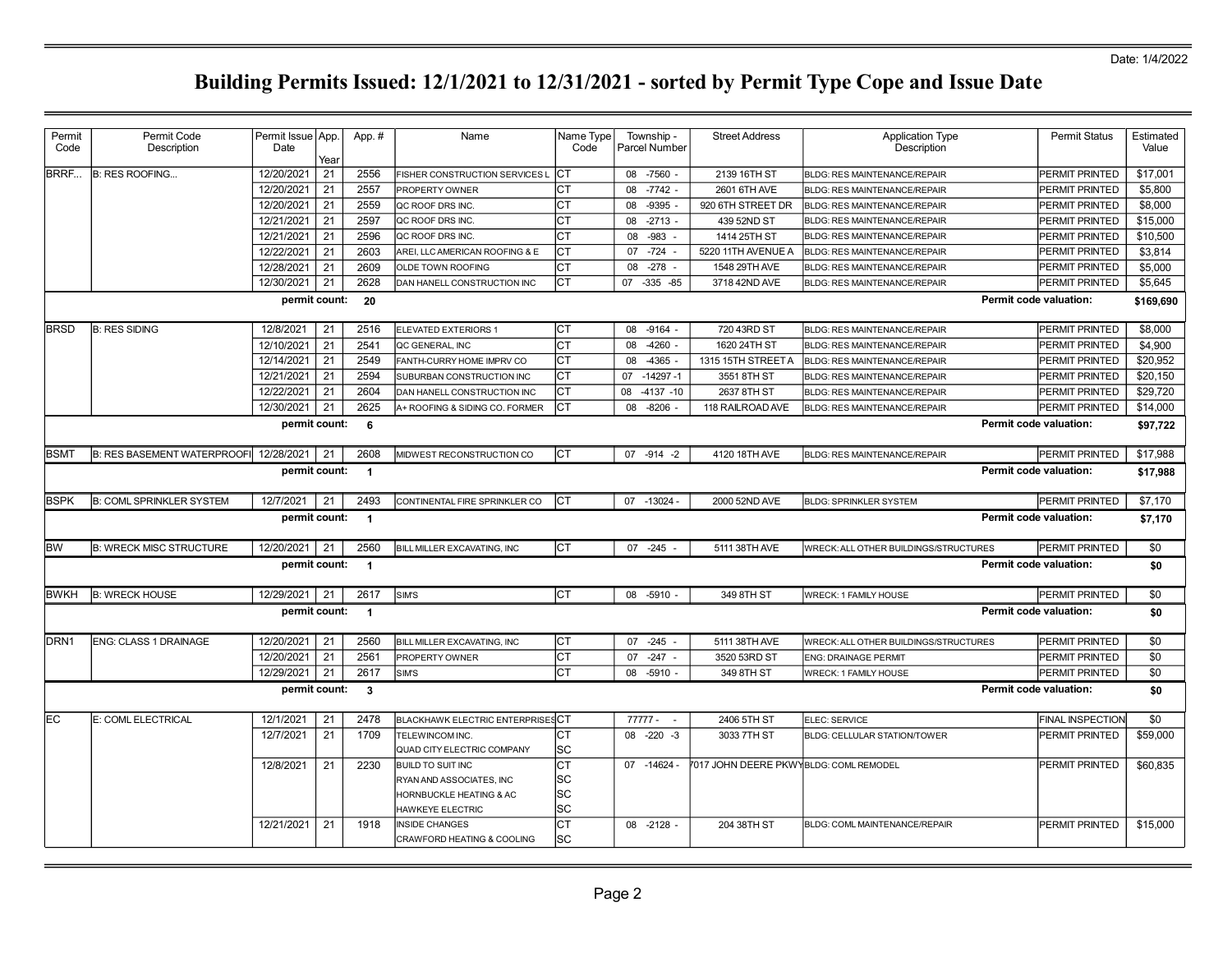Date: 1/4/2022

# Building Permits Issued: 12/1/2021 to 12/31/2021 - sorted by Permit Type Cope and Issue Date

| Permit Code | Permit Code Description | Permit Issue Date | App. Year | App. # | Name | Name Type Code | Township - Parcel Number | Street Address | Application Type Description | Permit Status | Estimated Value |
|---|---|---|---|---|---|---|---|---|---|---|---|
| BRRF... | B: RES ROOFING... | 12/20/2021 | 21 | 2556 | FISHER CONSTRUCTION SERVICES L | CT | 08 -7560 - | 2139 16TH ST | BLDG: RES MAINTENANCE/REPAIR | PERMIT PRINTED | $17,001 |
| | | 12/20/2021 | 21 | 2557 | PROPERTY OWNER | CT | 08 -7742 - | 2601 6TH AVE | BLDG: RES MAINTENANCE/REPAIR | PERMIT PRINTED | $5,800 |
| | | 12/20/2021 | 21 | 2559 | QC ROOF DRS INC. | CT | 08 -9395 - | 920 6TH STREET DR | BLDG: RES MAINTENANCE/REPAIR | PERMIT PRINTED | $8,000 |
| | | 12/21/2021 | 21 | 2597 | QC ROOF DRS INC. | CT | 08 -2713 - | 439 52ND ST | BLDG: RES MAINTENANCE/REPAIR | PERMIT PRINTED | $15,000 |
| | | 12/21/2021 | 21 | 2596 | QC ROOF DRS INC. | CT | 08 -983 - | 1414 25TH ST | BLDG: RES MAINTENANCE/REPAIR | PERMIT PRINTED | $10,500 |
| | | 12/22/2021 | 21 | 2603 | AREI, LLC AMERICAN ROOFING & E | CT | 07 -724 - | 5220 11TH AVENUE A | BLDG: RES MAINTENANCE/REPAIR | PERMIT PRINTED | $3,814 |
| | | 12/28/2021 | 21 | 2609 | OLDE TOWN ROOFING | CT | 08 -278 - | 1548 29TH AVE | BLDG: RES MAINTENANCE/REPAIR | PERMIT PRINTED | $5,000 |
| | | 12/30/2021 | 21 | 2628 | DAN HANELL CONSTRUCTION INC | CT | 07 -335 -85 | 3718 42ND AVE | BLDG: RES MAINTENANCE/REPAIR | PERMIT PRINTED | $5,645 |
| | | **permit count:** | | **20** | | | | | | **Permit code valuation:** | **$169,690** |
| BRSD | B: RES SIDING | 12/8/2021 | 21 | 2516 | ELEVATED EXTERIORS 1 | CT | 08 -9164 - | 720 43RD ST | BLDG: RES MAINTENANCE/REPAIR | PERMIT PRINTED | $8,000 |
| | | 12/10/2021 | 21 | 2541 | QC GENERAL, INC | CT | 08 -4260 - | 1620 24TH ST | BLDG: RES MAINTENANCE/REPAIR | PERMIT PRINTED | $4,900 |
| | | 12/14/2021 | 21 | 2549 | FANTH-CURRY HOME IMPRV CO | CT | 08 -4365 - | 1315 15TH STREET A | BLDG: RES MAINTENANCE/REPAIR | PERMIT PRINTED | $20,952 |
| | | 12/21/2021 | 21 | 2594 | SUBURBAN CONSTRUCTION INC | CT | 07 -14297 -1 | 3551 8TH ST | BLDG: RES MAINTENANCE/REPAIR | PERMIT PRINTED | $20,150 |
| | | 12/22/2021 | 21 | 2604 | DAN HANELL CONSTRUCTION INC | CT | 08 -4137 -10 | 2637 8TH ST | BLDG: RES MAINTENANCE/REPAIR | PERMIT PRINTED | $29,720 |
| | | 12/30/2021 | 21 | 2625 | A+ ROOFING & SIDING CO. FORMER | CT | 08 -8206 - | 118 RAILROAD AVE | BLDG: RES MAINTENANCE/REPAIR | PERMIT PRINTED | $14,000 |
| | | **permit count:** | | **6** | | | | | | **Permit code valuation:** | **$97,722** |
| BSMT | B: RES BASEMENT WATERPROOFI | 12/28/2021 | 21 | 2608 | MIDWEST RECONSTRUCTION CO | CT | 07 -914 -2 | 4120 18TH AVE | BLDG: RES MAINTENANCE/REPAIR | PERMIT PRINTED | $17,988 |
| | | **permit count:** | | **1** | | | | | | **Permit code valuation:** | **$17,988** |
| BSPK | B: COML SPRINKLER SYSTEM | 12/7/2021 | 21 | 2493 | CONTINENTAL FIRE SPRINKLER CO | CT | 07 -13024 - | 2000 52ND AVE | BLDG: SPRINKLER SYSTEM | PERMIT PRINTED | $7,170 |
| | | **permit count:** | | **1** | | | | | | **Permit code valuation:** | **$7,170** |
| BW | B: WRECK MISC STRUCTURE | 12/20/2021 | 21 | 2560 | BILL MILLER EXCAVATING, INC | CT | 07 -245 - | 5111 38TH AVE | WRECK: ALL OTHER BUILDINGS/STRUCTURES | PERMIT PRINTED | $0 |
| | | **permit count:** | | **1** | | | | | | **Permit code valuation:** | **$0** |
| BWKH | B: WRECK HOUSE | 12/29/2021 | 21 | 2617 | SIM'S | CT | 08 -5910 - | 349 8TH ST | WRECK: 1 FAMILY HOUSE | PERMIT PRINTED | $0 |
| | | **permit count:** | | **1** | | | | | | **Permit code valuation:** | **$0** |
| DRN1 | ENG: CLASS 1 DRAINAGE | 12/20/2021 | 21 | 2560 | BILL MILLER EXCAVATING, INC | CT | 07 -245 - | 5111 38TH AVE | WRECK: ALL OTHER BUILDINGS/STRUCTURES | PERMIT PRINTED | $0 |
| | | 12/20/2021 | 21 | 2561 | PROPERTY OWNER | CT | 07 -247 - | 3520 53RD ST | ENG: DRAINAGE PERMIT | PERMIT PRINTED | $0 |
| | | 12/29/2021 | 21 | 2617 | SIM'S | CT | 08 -5910 - | 349 8TH ST | WRECK: 1 FAMILY HOUSE | PERMIT PRINTED | $0 |
| | | **permit count:** | | **3** | | | | | | **Permit code valuation:** | **$0** |
| EC | E: COML ELECTRICAL | 12/1/2021 | 21 | 2478 | BLACKHAWK ELECTRIC ENTERPRISES | CT | 77777 - - | 2406 5TH ST | ELEC: SERVICE | FINAL INSPECTION | $0 |
| | | 12/7/2021 | 21 | 1709 | TELEWINCOM INC. | CT | 08 -220 -3 | 3033 7TH ST | BLDG: CELLULAR STATION/TOWER | PERMIT PRINTED | $59,000 |
| | | | | | QUAD CITY ELECTRIC COMPANY | SC | | | | | |
| | | 12/8/2021 | 21 | 2230 | BUILD TO SUIT INC | CT | 07 -14624 - | 7017 JOHN DEERE PKWY | BLDG: COML REMODEL | PERMIT PRINTED | $60,835 |
| | | | | | RYAN AND ASSOCIATES, INC | SC | | | | | |
| | | | | | HORNBUCKLE HEATING & AC | SC | | | | | |
| | | | | | HAWKEYE ELECTRIC | SC | | | | | |
| | | 12/21/2021 | 21 | 1918 | INSIDE CHANGES | CT | 08 -2128 - | 204 38TH ST | BLDG: COML MAINTENANCE/REPAIR | PERMIT PRINTED | $15,000 |
| | | | | | CRAWFORD HEATING & COOLING | SC | | | | | |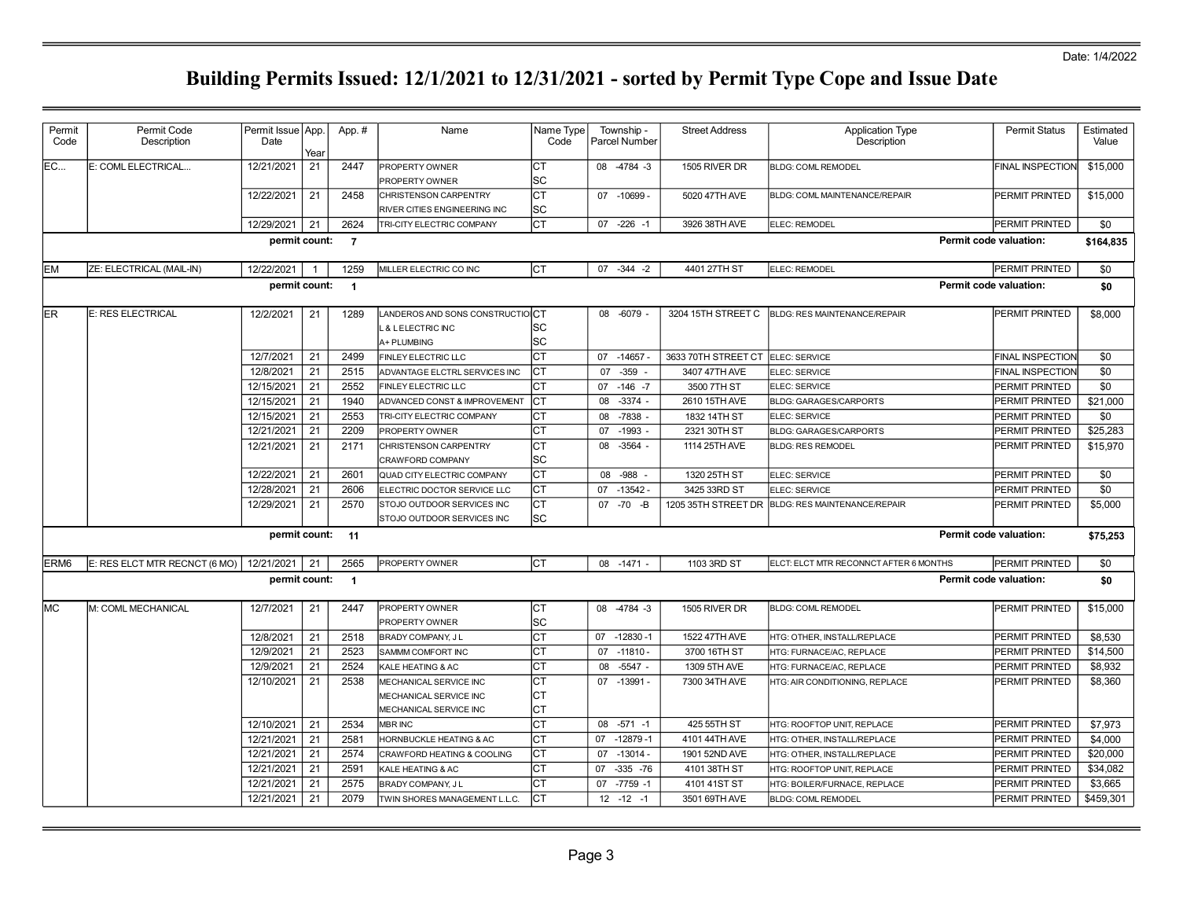Date: 1/4/2022

# Building Permits Issued: 12/1/2021 to 12/31/2021 - sorted by Permit Type Cope and Issue Date

| Permit Code | Permit Code Description | Permit Issue Date | App. Year | App. # | Name | Name Type Code | Township - Parcel Number | Street Address | Application Type Description | Permit Status | Estimated Value |
|---|---|---|---|---|---|---|---|---|---|---|---|
| EC... | E: COML ELECTRICAL... | 12/21/2021 | 21 | 2447 | PROPERTY OWNER | CT | 08 -4784 -3 | 1505 RIVER DR | BLDG: COML REMODEL | FINAL INSPECTION | $15,000 |
| | | | | | PROPERTY OWNER | SC | | | | | |
| | | 12/22/2021 | 21 | 2458 | CHRISTENSON CARPENTRY | CT | 07 -10699 - | 5020 47TH AVE | BLDG: COML MAINTENANCE/REPAIR | PERMIT PRINTED | $15,000 |
| | | | | | RIVER CITIES ENGINEERING INC | SC | | | | | |
| | | 12/29/2021 | 21 | 2624 | TRI-CITY ELECTRIC COMPANY | CT | 07 -226 -1 | 3926 38TH AVE | ELEC: REMODEL | PERMIT PRINTED | $0 |
| | | **permit count:** | | **7** | | | | | | **Permit code valuation:** | **$164,835** |
| EM | ZE: ELECTRICAL (MAIL-IN) | 12/22/2021 | 1 | 1259 | MILLER ELECTRIC CO INC | CT | 07 -344 -2 | 4401 27TH ST | ELEC: REMODEL | PERMIT PRINTED | $0 |
| | | **permit count:** | | **1** | | | | | | **Permit code valuation:** | **$0** |
| ER | E: RES ELECTRICAL | 12/2/2021 | 21 | 1289 | LANDEROS AND SONS CONSTRUCTIO | CT | 08 -6079 - | 3204 15TH STREET C | BLDG: RES MAINTENANCE/REPAIR | PERMIT PRINTED | $8,000 |
| | | | | | L & L ELECTRIC INC | SC | | | | | |
| | | | | | A+ PLUMBING | SC | | | | | |
| | | 12/7/2021 | 21 | 2499 | FINLEY ELECTRIC LLC | CT | 07 -14657 - | 3633 70TH STREET CT | ELEC: SERVICE | FINAL INSPECTION | $0 |
| | | 12/8/2021 | 21 | 2515 | ADVANTAGE ELCTRL SERVICES INC | CT | 07 -359 - | 3407 47TH AVE | ELEC: SERVICE | FINAL INSPECTION | $0 |
| | | 12/15/2021 | 21 | 2552 | FINLEY ELECTRIC LLC | CT | 07 -146 -7 | 3500 7TH ST | ELEC: SERVICE | PERMIT PRINTED | $0 |
| | | 12/15/2021 | 21 | 1940 | ADVANCED CONST & IMPROVEMENT | CT | 08 -3374 - | 2610 15TH AVE | BLDG: GARAGES/CARPORTS | PERMIT PRINTED | $21,000 |
| | | 12/15/2021 | 21 | 2553 | TRI-CITY ELECTRIC COMPANY | CT | 08 -7838 - | 1832 14TH ST | ELEC: SERVICE | PERMIT PRINTED | $0 |
| | | 12/21/2021 | 21 | 2209 | PROPERTY OWNER | CT | 07 -1993 - | 2321 30TH ST | BLDG: GARAGES/CARPORTS | PERMIT PRINTED | $25,283 |
| | | 12/21/2021 | 21 | 2171 | CHRISTENSON CARPENTRY | CT | 08 -3564 - | 1114 25TH AVE | BLDG: RES REMODEL | PERMIT PRINTED | $15,970 |
| | | | | | CRAWFORD COMPANY | SC | | | | | |
| | | 12/22/2021 | 21 | 2601 | QUAD CITY ELECTRIC COMPANY | CT | 08 -988 - | 1320 25TH ST | ELEC: SERVICE | PERMIT PRINTED | $0 |
| | | 12/28/2021 | 21 | 2606 | ELECTRIC DOCTOR SERVICE LLC | CT | 07 -13542 - | 3425 33RD ST | ELEC: SERVICE | PERMIT PRINTED | $0 |
| | | 12/29/2021 | 21 | 2570 | STOJO OUTDOOR SERVICES INC | CT | 07 -70 -B | 1205 35TH STREET DR | BLDG: RES MAINTENANCE/REPAIR | PERMIT PRINTED | $5,000 |
| | | | | | STOJO OUTDOOR SERVICES INC | SC | | | | | |
| | | **permit count:** | | **11** | | | | | | **Permit code valuation:** | **$75,253** |
| ERM6 | E: RES ELCT MTR RECNCT (6 MO) | 12/21/2021 | 21 | 2565 | PROPERTY OWNER | CT | 08 -1471 - | 1103 3RD ST | ELCT: ELCT MTR RECONNCT AFTER 6 MONTHS | PERMIT PRINTED | $0 |
| | | **permit count:** | | **1** | | | | | | **Permit code valuation:** | **$0** |
| MC | M: COML MECHANICAL | 12/7/2021 | 21 | 2447 | PROPERTY OWNER | CT | 08 -4784 -3 | 1505 RIVER DR | BLDG: COML REMODEL | PERMIT PRINTED | $15,000 |
| | | | | | PROPERTY OWNER | SC | | | | | |
| | | 12/8/2021 | 21 | 2518 | BRADY COMPANY, J L | CT | 07 -12830 -1 | 1522 47TH AVE | HTG: OTHER, INSTALL/REPLACE | PERMIT PRINTED | $8,530 |
| | | 12/9/2021 | 21 | 2523 | SAMMM COMFORT INC | CT | 07 -11810 - | 3700 16TH ST | HTG: FURNACE/AC, REPLACE | PERMIT PRINTED | $14,500 |
| | | 12/9/2021 | 21 | 2524 | KALE HEATING & AC | CT | 08 -5547 - | 1309 5TH AVE | HTG: FURNACE/AC, REPLACE | PERMIT PRINTED | $8,932 |
| | | 12/10/2021 | 21 | 2538 | MECHANICAL SERVICE INC | CT | 07 -13991 - | 7300 34TH AVE | HTG: AIR CONDITIONING, REPLACE | PERMIT PRINTED | $8,360 |
| | | | | | MECHANICAL SERVICE INC | CT | | | | | |
| | | | | | MECHANICAL SERVICE INC | CT | | | | | |
| | | 12/10/2021 | 21 | 2534 | MBR INC | CT | 08 -571 -1 | 425 55TH ST | HTG: ROOFTOP UNIT, REPLACE | PERMIT PRINTED | $7,973 |
| | | 12/21/2021 | 21 | 2581 | HORNBUCKLE HEATING & AC | CT | 07 -12879 -1 | 4101 44TH AVE | HTG: OTHER, INSTALL/REPLACE | PERMIT PRINTED | $4,000 |
| | | 12/21/2021 | 21 | 2574 | CRAWFORD HEATING & COOLING | CT | 07 -13014 - | 1901 52ND AVE | HTG: OTHER, INSTALL/REPLACE | PERMIT PRINTED | $20,000 |
| | | 12/21/2021 | 21 | 2591 | KALE HEATING & AC | CT | 07 -335 -76 | 4101 38TH ST | HTG: ROOFTOP UNIT, REPLACE | PERMIT PRINTED | $34,082 |
| | | 12/21/2021 | 21 | 2575 | BRADY COMPANY, J L | CT | 07 -7759 -1 | 4101 41ST ST | HTG: BOILER/FURNACE, REPLACE | PERMIT PRINTED | $3,665 |
| | | 12/21/2021 | 21 | 2079 | TWIN SHORES MANAGEMENT L.L.C. | CT | 12 -12 -1 | 3501 69TH AVE | BLDG: COML REMODEL | PERMIT PRINTED | $459,301 |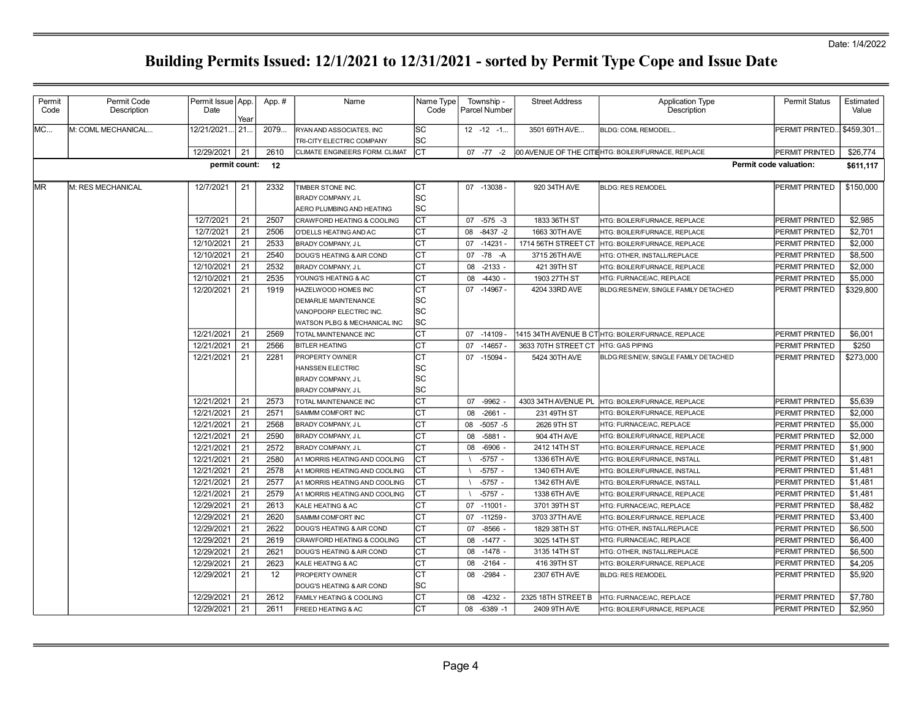Date: 1/4/2022

# Building Permits Issued: 12/1/2021 to 12/31/2021 - sorted by Permit Type Cope and Issue Date

| Permit Code | Permit Code Description | Permit Issue Date | App. Year | App. # | Name | Name Type Code | Township - Parcel Number | Street Address | Application Type Description | Permit Status | Estimated Value |
|---|---|---|---|---|---|---|---|---|---|---|---|
| MC... | M: COML MECHANICAL... | 12/21/2021... | 21... | 2079... | RYAN AND ASSOCIATES, INC | SC | 12 -12 -1... | 3501 69TH AVE... | BLDG: COML REMODEL... | PERMIT PRINTED... | $459,301... |
| | | | | | TRI-CITY ELECTRIC COMPANY | SC | | | | | |
| | | 12/29/2021 | 21 | 2610 | CLIMATE ENGINEERS FORM. CLIMAT | CT | 07 -77 -2 | 00 AVENUE OF THE CITIE | HTG: BOILER/FURNACE, REPLACE | PERMIT PRINTED | $26,774 |
| | | **permit count:** | | **12** | | | | | | **Permit code valuation:** | **$611,117** |
| MR | M: RES MECHANICAL | 12/7/2021 | 21 | 2332 | TIMBER STONE INC. | CT | 07 -13038 - | 920 34TH AVE | BLDG: RES REMODEL | PERMIT PRINTED | $150,000 |
| | | | | | BRADY COMPANY, J L | SC | | | | | |
| | | | | | AERO PLUMBING AND HEATING | SC | | | | | |
| | | 12/7/2021 | 21 | 2507 | CRAWFORD HEATING & COOLING | CT | 07 -575 -3 | 1833 36TH ST | HTG: BOILER/FURNACE, REPLACE | PERMIT PRINTED | $2,985 |
| | | 12/7/2021 | 21 | 2506 | O'DELLS HEATING AND AC | CT | 08 -8437 -2 | 1663 30TH AVE | HTG: BOILER/FURNACE, REPLACE | PERMIT PRINTED | $2,701 |
| | | 12/10/2021 | 21 | 2533 | BRADY COMPANY, J L | CT | 07 -14231 - | 1714 56TH STREET CT | HTG: BOILER/FURNACE, REPLACE | PERMIT PRINTED | $2,000 |
| | | 12/10/2021 | 21 | 2540 | DOUG'S HEATING & AIR COND | CT | 07 -78 -A | 3715 26TH AVE | HTG: OTHER, INSTALL/REPLACE | PERMIT PRINTED | $8,500 |
| | | 12/10/2021 | 21 | 2532 | BRADY COMPANY, J L | CT | 08 -2133 - | 421 39TH ST | HTG: BOILER/FURNACE, REPLACE | PERMIT PRINTED | $2,000 |
| | | 12/10/2021 | 21 | 2535 | YOUNG'S HEATING & AC | CT | 08 -4430 - | 1903 27TH ST | HTG: FURNACE/AC, REPLACE | PERMIT PRINTED | $5,000 |
| | | 12/20/2021 | 21 | 1919 | HAZELWOOD HOMES INC | CT | 07 -14967 - | 4204 33RD AVE | BLDG:RES/NEW, SINGLE FAMILY DETACHED | PERMIT PRINTED | $329,800 |
| | | | | | DEMARLIE MAINTENANCE | SC | | | | | |
| | | | | | VANOPDORP ELECTRIC INC. | SC | | | | | |
| | | | | | WATSON PLBG & MECHANICAL INC | SC | | | | | |
| | | 12/21/2021 | 21 | 2569 | TOTAL MAINTENANCE INC | CT | 07 -14109 - | 1415 34TH AVENUE B CT | HTG: BOILER/FURNACE, REPLACE | PERMIT PRINTED | $6,001 |
| | | 12/21/2021 | 21 | 2566 | BITLER HEATING | CT | 07 -14657 - | 3633 70TH STREET CT | HTG: GAS PIPING | PERMIT PRINTED | $250 |
| | | 12/21/2021 | 21 | 2281 | PROPERTY OWNER | CT | 07 -15094 - | 5424 30TH AVE | BLDG:RES/NEW, SINGLE FAMILY DETACHED | PERMIT PRINTED | $273,000 |
| | | | | | HANSSEN ELECTRIC | SC | | | | | |
| | | | | | BRADY COMPANY, J L | SC | | | | | |
| | | | | | BRADY COMPANY, J L | SC | | | | | |
| | | 12/21/2021 | 21 | 2573 | TOTAL MAINTENANCE INC | CT | 07 -9962 - | 4303 34TH AVENUE PL | HTG: BOILER/FURNACE, REPLACE | PERMIT PRINTED | $5,639 |
| | | 12/21/2021 | 21 | 2571 | SAMMM COMFORT INC | CT | 08 -2661 - | 231 49TH ST | HTG: BOILER/FURNACE, REPLACE | PERMIT PRINTED | $2,000 |
| | | 12/21/2021 | 21 | 2568 | BRADY COMPANY, J L | CT | 08 -5057 -5 | 2626 9TH ST | HTG: FURNACE/AC, REPLACE | PERMIT PRINTED | $5,000 |
| | | 12/21/2021 | 21 | 2590 | BRADY COMPANY, J L | CT | 08 -5881 - | 904 4TH AVE | HTG: BOILER/FURNACE, REPLACE | PERMIT PRINTED | $2,000 |
| | | 12/21/2021 | 21 | 2572 | BRADY COMPANY, J L | CT | 08 -6906 - | 2412 14TH ST | HTG: BOILER/FURNACE, REPLACE | PERMIT PRINTED | $1,900 |
| | | 12/21/2021 | 21 | 2580 | A1 MORRIS HEATING AND COOLING | CT | \ -5757 - | 1336 6TH AVE | HTG: BOILER/FURNACE, INSTALL | PERMIT PRINTED | $1,481 |
| | | 12/21/2021 | 21 | 2578 | A1 MORRIS HEATING AND COOLING | CT | \ -5757 - | 1340 6TH AVE | HTG: BOILER/FURNACE, INSTALL | PERMIT PRINTED | $1,481 |
| | | 12/21/2021 | 21 | 2577 | A1 MORRIS HEATING AND COOLING | CT | \ -5757 - | 1342 6TH AVE | HTG: BOILER/FURNACE, INSTALL | PERMIT PRINTED | $1,481 |
| | | 12/21/2021 | 21 | 2579 | A1 MORRIS HEATING AND COOLING | CT | \ -5757 - | 1338 6TH AVE | HTG: BOILER/FURNACE, REPLACE | PERMIT PRINTED | $1,481 |
| | | 12/29/2021 | 21 | 2613 | KALE HEATING & AC | CT | 07 -11001 - | 3701 39TH ST | HTG: FURNACE/AC, REPLACE | PERMIT PRINTED | $8,482 |
| | | 12/29/2021 | 21 | 2620 | SAMMM COMFORT INC | CT | 07 -11259 - | 3703 37TH AVE | HTG: BOILER/FURNACE, REPLACE | PERMIT PRINTED | $3,400 |
| | | 12/29/2021 | 21 | 2622 | DOUG'S HEATING & AIR COND | CT | 07 -8566 - | 1829 38TH ST | HTG: OTHER, INSTALL/REPLACE | PERMIT PRINTED | $6,500 |
| | | 12/29/2021 | 21 | 2619 | CRAWFORD HEATING & COOLING | CT | 08 -1477 - | 3025 14TH ST | HTG: FURNACE/AC, REPLACE | PERMIT PRINTED | $6,400 |
| | | 12/29/2021 | 21 | 2621 | DOUG'S HEATING & AIR COND | CT | 08 -1478 - | 3135 14TH ST | HTG: OTHER, INSTALL/REPLACE | PERMIT PRINTED | $6,500 |
| | | 12/29/2021 | 21 | 2623 | KALE HEATING & AC | CT | 08 -2164 - | 416 39TH ST | HTG: BOILER/FURNACE, REPLACE | PERMIT PRINTED | $4,205 |
| | | 12/29/2021 | 21 | 12 | PROPERTY OWNER | CT | 08 -2984 - | 2307 6TH AVE | BLDG: RES REMODEL | PERMIT PRINTED | $5,920 |
| | | | | | DOUG'S HEATING & AIR COND | SC | | | | | |
| | | 12/29/2021 | 21 | 2612 | FAMILY HEATING & COOLING | CT | 08 -4232 - | 2325 18TH STREET B | HTG: FURNACE/AC, REPLACE | PERMIT PRINTED | $7,780 |
| | | 12/29/2021 | 21 | 2611 | FREED HEATING & AC | CT | 08 -6389 -1 | 2409 9TH AVE | HTG: BOILER/FURNACE, REPLACE | PERMIT PRINTED | $2,950 |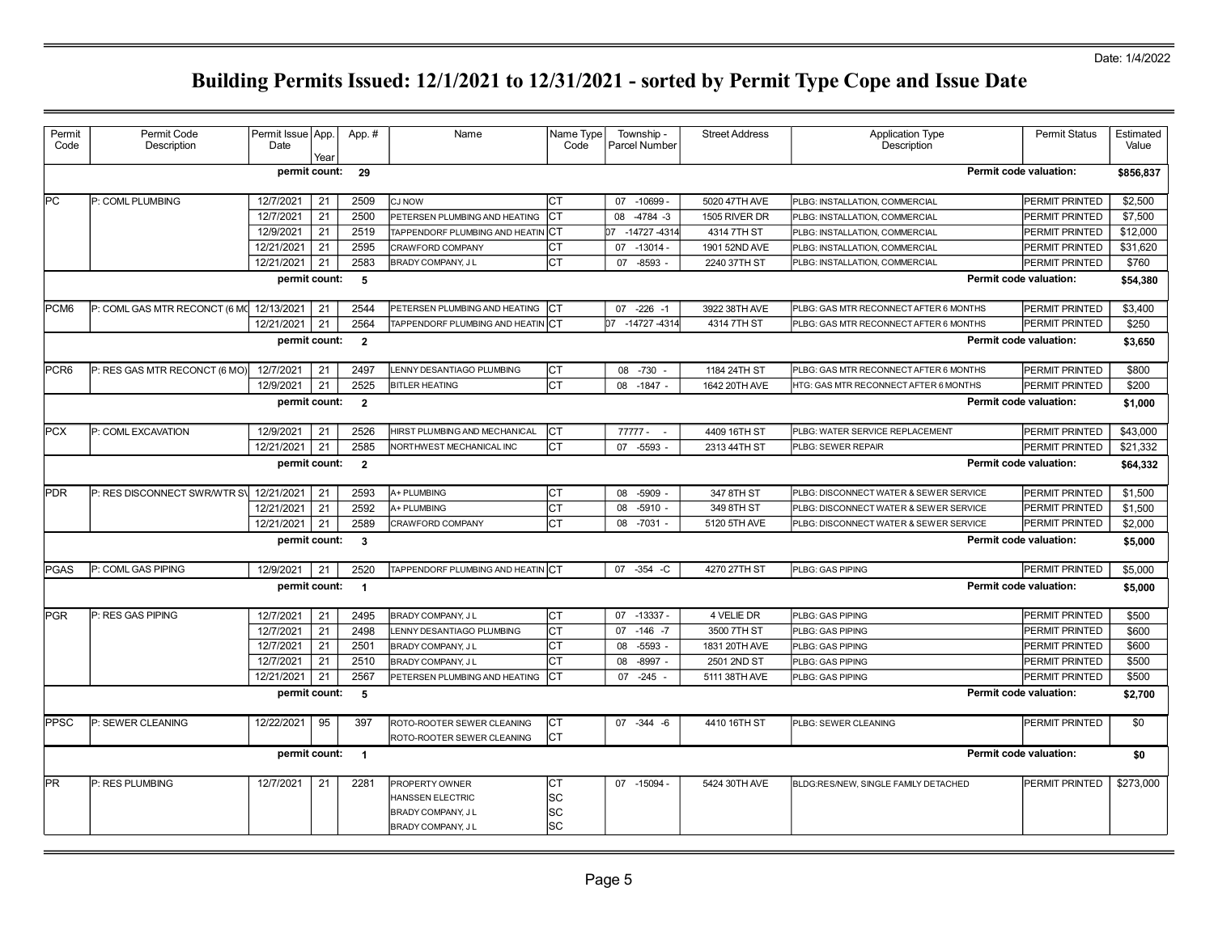Date: 1/4/2022

# Building Permits Issued: 12/1/2021 to 12/31/2021 - sorted by Permit Type Cope and Issue Date

| Permit Code | Permit Code Description | Permit Issue Date | App. Year | App. # | Name | Name Type Code | Township - Parcel Number | Street Address | Application Type Description | Permit Status | Estimated Value |
|---|---|---|---|---|---|---|---|---|---|---|---|
| | | permit count: | | 29 | | | | | | Permit code valuation: | $856,837 |
| PC | P: COML PLUMBING | 12/7/2021 | 21 | 2509 | CJ NOW | CT | 07 -10699 - | 5020 47TH AVE | PLBG: INSTALLATION, COMMERCIAL | PERMIT PRINTED | $2,500 |
| | | 12/7/2021 | 21 | 2500 | PETERSEN PLUMBING AND HEATING | CT | 08 -4784 -3 | 1505 RIVER DR | PLBG: INSTALLATION, COMMERCIAL | PERMIT PRINTED | $7,500 |
| | | 12/9/2021 | 21 | 2519 | TAPPENDORF PLUMBING AND HEATIN | CT | 07 -14727 -4314 | 4314 7TH ST | PLBG: INSTALLATION, COMMERCIAL | PERMIT PRINTED | $12,000 |
| | | 12/21/2021 | 21 | 2595 | CRAWFORD COMPANY | CT | 07 -13014 - | 1901 52ND AVE | PLBG: INSTALLATION, COMMERCIAL | PERMIT PRINTED | $31,620 |
| | | 12/21/2021 | 21 | 2583 | BRADY COMPANY, J L | CT | 07 -8593 - | 2240 37TH ST | PLBG: INSTALLATION, COMMERCIAL | PERMIT PRINTED | $760 |
| | | permit count: | | 5 | | | | | | Permit code valuation: | $54,380 |
| PCM6 | P: COML GAS MTR RECONCT (6 MC | 12/13/2021 | 21 | 2544 | PETERSEN PLUMBING AND HEATING | CT | 07 -226 -1 | 3922 38TH AVE | PLBG: GAS MTR RECONNECT AFTER 6 MONTHS | PERMIT PRINTED | $3,400 |
| | | 12/21/2021 | 21 | 2564 | TAPPENDORF PLUMBING AND HEATIN | CT | 07 -14727 -4314 | 4314 7TH ST | PLBG: GAS MTR RECONNECT AFTER 6 MONTHS | PERMIT PRINTED | $250 |
| | | permit count: | | 2 | | | | | | Permit code valuation: | $3,650 |
| PCR6 | P: RES GAS MTR RECONCT (6 MO) | 12/7/2021 | 21 | 2497 | LENNY DESANTIAGO PLUMBING | CT | 08 -730 - | 1184 24TH ST | PLBG: GAS MTR RECONNECT AFTER 6 MONTHS | PERMIT PRINTED | $800 |
| | | 12/9/2021 | 21 | 2525 | BITLER HEATING | CT | 08 -1847 - | 1642 20TH AVE | HTG: GAS MTR RECONNECT AFTER 6 MONTHS | PERMIT PRINTED | $200 |
| | | permit count: | | 2 | | | | | | Permit code valuation: | $1,000 |
| PCX | P: COML EXCAVATION | 12/9/2021 | 21 | 2526 | HIRST PLUMBING AND MECHANICAL | CT | 77777 - - | 4409 16TH ST | PLBG: WATER SERVICE REPLACEMENT | PERMIT PRINTED | $43,000 |
| | | 12/21/2021 | 21 | 2585 | NORTHWEST MECHANICAL INC | CT | 07 -5593 - | 2313 44TH ST | PLBG: SEWER REPAIR | PERMIT PRINTED | $21,332 |
| | | permit count: | | 2 | | | | | | Permit code valuation: | $64,332 |
| PDR | P: RES DISCONNECT SWR/WTR SV | 12/21/2021 | 21 | 2593 | A+ PLUMBING | CT | 08 -5909 - | 347 8TH ST | PLBG: DISCONNECT WATER & SEWER SERVICE | PERMIT PRINTED | $1,500 |
| | | 12/21/2021 | 21 | 2592 | A+ PLUMBING | CT | 08 -5910 - | 349 8TH ST | PLBG: DISCONNECT WATER & SEWER SERVICE | PERMIT PRINTED | $1,500 |
| | | 12/21/2021 | 21 | 2589 | CRAWFORD COMPANY | CT | 08 -7031 - | 5120 5TH AVE | PLBG: DISCONNECT WATER & SEWER SERVICE | PERMIT PRINTED | $2,000 |
| | | permit count: | | 3 | | | | | | Permit code valuation: | $5,000 |
| PGAS | P: COML GAS PIPING | 12/9/2021 | 21 | 2520 | TAPPENDORF PLUMBING AND HEATIN | CT | 07 -354 -C | 4270 27TH ST | PLBG: GAS PIPING | PERMIT PRINTED | $5,000 |
| | | permit count: | | 1 | | | | | | Permit code valuation: | $5,000 |
| PGR | P: RES GAS PIPING | 12/7/2021 | 21 | 2495 | BRADY COMPANY, J L | CT | 07 -13337 - | 4 VELIE DR | PLBG: GAS PIPING | PERMIT PRINTED | $500 |
| | | 12/7/2021 | 21 | 2498 | LENNY DESANTIAGO PLUMBING | CT | 07 -146 -7 | 3500 7TH ST | PLBG: GAS PIPING | PERMIT PRINTED | $600 |
| | | 12/7/2021 | 21 | 2501 | BRADY COMPANY, J L | CT | 08 -5593 - | 1831 20TH AVE | PLBG: GAS PIPING | PERMIT PRINTED | $600 |
| | | 12/7/2021 | 21 | 2510 | BRADY COMPANY, J L | CT | 08 -8997 - | 2501 2ND ST | PLBG: GAS PIPING | PERMIT PRINTED | $500 |
| | | 12/21/2021 | 21 | 2567 | PETERSEN PLUMBING AND HEATING | CT | 07 -245 - | 5111 38TH AVE | PLBG: GAS PIPING | PERMIT PRINTED | $500 |
| | | permit count: | | 5 | | | | | | Permit code valuation: | $2,700 |
| PPSC | P: SEWER CLEANING | 12/22/2021 | 95 | 397 | ROTO-ROOTER SEWER CLEANING | CT | 07 -344 -6 | 4410 16TH ST | PLBG: SEWER CLEANING | PERMIT PRINTED | $0 |
| | | | | | ROTO-ROOTER SEWER CLEANING | CT | | | | | |
| | | permit count: | | 1 | | | | | | Permit code valuation: | $0 |
| PR | P: RES PLUMBING | 12/7/2021 | 21 | 2281 | PROPERTY OWNER | CT | 07 -15094 - | 5424 30TH AVE | BLDG:RES/NEW, SINGLE FAMILY DETACHED | PERMIT PRINTED | $273,000 |
| | | | | | HANSSEN ELECTRIC | SC | | | | | |
| | | | | | BRADY COMPANY, J L | SC | | | | | |
| | | | | | BRADY COMPANY, J L | SC | | | | | |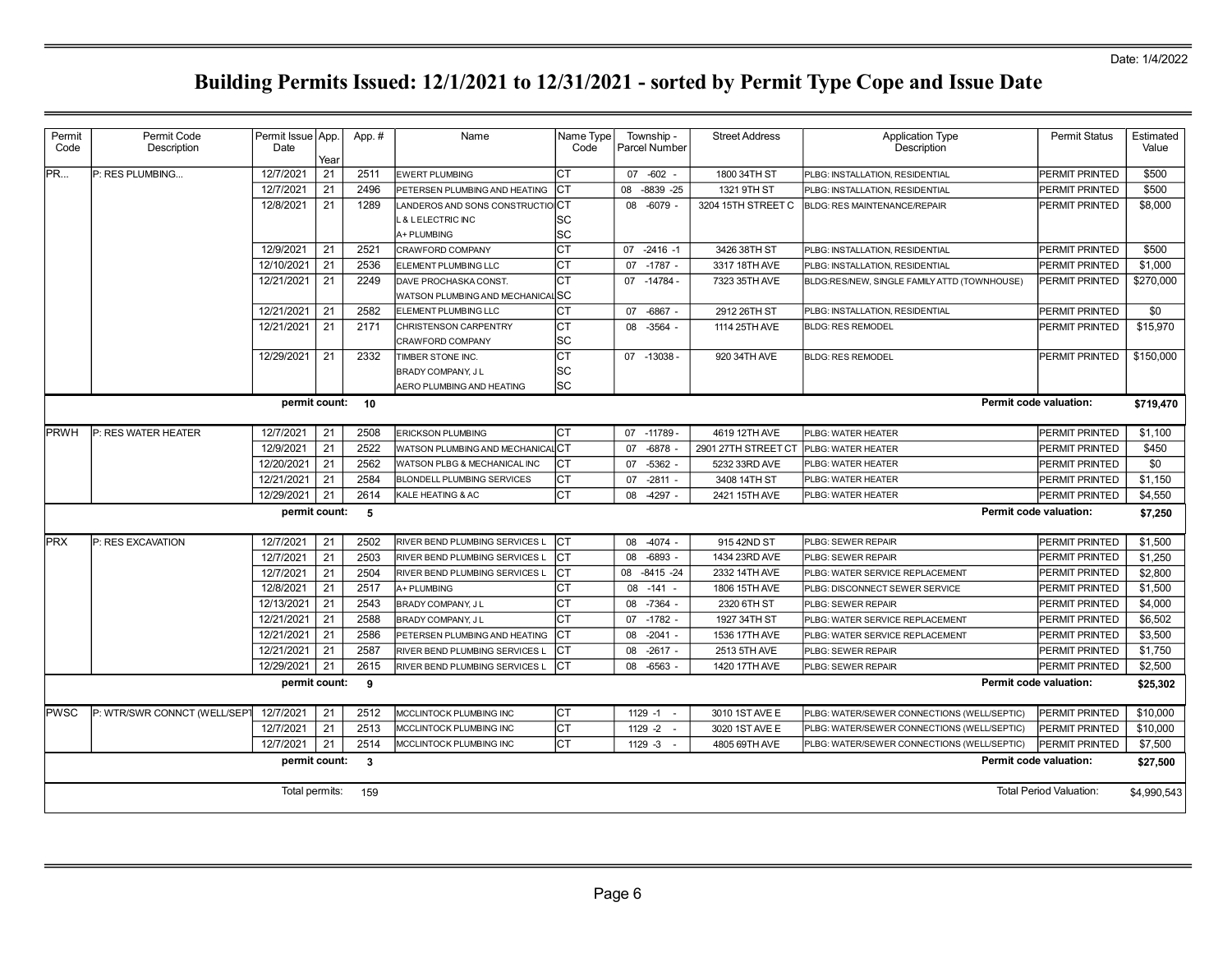Date: 1/4/2022

# Building Permits Issued: 12/1/2021 to 12/31/2021 - sorted by Permit Type Cope and Issue Date

| Permit Code | Permit Code Description | Permit Issue Date | App. Year | App. # | Name | Name Type Code | Township - Parcel Number | Street Address | Application Type Description | Permit Status | Estimated Value |
|---|---|---|---|---|---|---|---|---|---|---|---|
| PR... | P: RES PLUMBING... | 12/7/2021 | 21 | 2511 | EWERT PLUMBING | CT | 07 -602 - | 1800 34TH ST | PLBG: INSTALLATION, RESIDENTIAL | PERMIT PRINTED | $500 |
| | | 12/7/2021 | 21 | 2496 | PETERSEN PLUMBING AND HEATING | CT | 08 -8839 -25 | 1321 9TH ST | PLBG: INSTALLATION, RESIDENTIAL | PERMIT PRINTED | $500 |
| | | 12/8/2021 | 21 | 1289 | LANDEROS AND SONS CONSTRUCTIO | CT | 08 -6079 - | 3204 15TH STREET C | BLDG: RES MAINTENANCE/REPAIR | PERMIT PRINTED | $8,000 |
| | | | | | L & L ELECTRIC INC | SC | | | | | |
| | | | | | A+ PLUMBING | SC | | | | | |
| | | 12/9/2021 | 21 | 2521 | CRAWFORD COMPANY | CT | 07 -2416 -1 | 3426 38TH ST | PLBG: INSTALLATION, RESIDENTIAL | PERMIT PRINTED | $500 |
| | | 12/10/2021 | 21 | 2536 | ELEMENT PLUMBING LLC | CT | 07 -1787 - | 3317 18TH AVE | PLBG: INSTALLATION, RESIDENTIAL | PERMIT PRINTED | $1,000 |
| | | 12/21/2021 | 21 | 2249 | DAVE PROCHASKA CONST. | CT | 07 -14784 - | 7323 35TH AVE | BLDG:RES/NEW, SINGLE FAMILY ATTD (TOWNHOUSE) | PERMIT PRINTED | $270,000 |
| | | | | | WATSON PLUMBING AND MECHANICAL | SC | | | | | |
| | | 12/21/2021 | 21 | 2582 | ELEMENT PLUMBING LLC | CT | 07 -6867 - | 2912 26TH ST | PLBG: INSTALLATION, RESIDENTIAL | PERMIT PRINTED | $0 |
| | | 12/21/2021 | 21 | 2171 | CHRISTENSON CARPENTRY | CT | 08 -3564 - | 1114 25TH AVE | BLDG: RES REMODEL | PERMIT PRINTED | $15,970 |
| | | | | | CRAWFORD COMPANY | SC | | | | | |
| | | 12/29/2021 | 21 | 2332 | TIMBER STONE INC. | CT | 07 -13038 - | 920 34TH AVE | BLDG: RES REMODEL | PERMIT PRINTED | $150,000 |
| | | | | | BRADY COMPANY, J L | SC | | | | | |
| | | | | | AERO PLUMBING AND HEATING | SC | | | | | |
| | | permit count: | | 10 | | | | | | Permit code valuation: | $719,470 |
| PRWH | P: RES WATER HEATER | 12/7/2021 | 21 | 2508 | ERICKSON PLUMBING | CT | 07 -11789 - | 4619 12TH AVE | PLBG: WATER HEATER | PERMIT PRINTED | $1,100 |
| | | 12/9/2021 | 21 | 2522 | WATSON PLUMBING AND MECHANICAL | CT | 07 -6878 - | 2901 27TH STREET CT | PLBG: WATER HEATER | PERMIT PRINTED | $450 |
| | | 12/20/2021 | 21 | 2562 | WATSON PLBG & MECHANICAL INC | CT | 07 -5362 - | 5232 33RD AVE | PLBG: WATER HEATER | PERMIT PRINTED | $0 |
| | | 12/21/2021 | 21 | 2584 | BLONDELL PLUMBING SERVICES | CT | 07 -2811 - | 3408 14TH ST | PLBG: WATER HEATER | PERMIT PRINTED | $1,150 |
| | | 12/29/2021 | 21 | 2614 | KALE HEATING & AC | CT | 08 -4297 - | 2421 15TH AVE | PLBG: WATER HEATER | PERMIT PRINTED | $4,550 |
| | | permit count: | | 5 | | | | | | Permit code valuation: | $7,250 |
| PRX | P: RES EXCAVATION | 12/7/2021 | 21 | 2502 | RIVER BEND PLUMBING SERVICES L | CT | 08 -4074 - | 915 42ND ST | PLBG: SEWER REPAIR | PERMIT PRINTED | $1,500 |
| | | 12/7/2021 | 21 | 2503 | RIVER BEND PLUMBING SERVICES L | CT | 08 -6893 - | 1434 23RD AVE | PLBG: SEWER REPAIR | PERMIT PRINTED | $1,250 |
| | | 12/7/2021 | 21 | 2504 | RIVER BEND PLUMBING SERVICES L | CT | 08 -8415 -24 | 2332 14TH AVE | PLBG: WATER SERVICE REPLACEMENT | PERMIT PRINTED | $2,800 |
| | | 12/8/2021 | 21 | 2517 | A+ PLUMBING | CT | 08 -141 - | 1806 15TH AVE | PLBG: DISCONNECT SEWER SERVICE | PERMIT PRINTED | $1,500 |
| | | 12/13/2021 | 21 | 2543 | BRADY COMPANY, J L | CT | 08 -7364 - | 2320 6TH ST | PLBG: SEWER REPAIR | PERMIT PRINTED | $4,000 |
| | | 12/21/2021 | 21 | 2588 | BRADY COMPANY, J L | CT | 07 -1782 - | 1927 34TH ST | PLBG: WATER SERVICE REPLACEMENT | PERMIT PRINTED | $6,502 |
| | | 12/21/2021 | 21 | 2586 | PETERSEN PLUMBING AND HEATING | CT | 08 -2041 - | 1536 17TH AVE | PLBG: WATER SERVICE REPLACEMENT | PERMIT PRINTED | $3,500 |
| | | 12/21/2021 | 21 | 2587 | RIVER BEND PLUMBING SERVICES L | CT | 08 -2617 - | 2513 5TH AVE | PLBG: SEWER REPAIR | PERMIT PRINTED | $1,750 |
| | | 12/29/2021 | 21 | 2615 | RIVER BEND PLUMBING SERVICES L | CT | 08 -6563 - | 1420 17TH AVE | PLBG: SEWER REPAIR | PERMIT PRINTED | $2,500 |
| | | permit count: | | 9 | | | | | | Permit code valuation: | $25,302 |
| PWSC | P: WTR/SWR CONNCT (WELL/SEPT | 12/7/2021 | 21 | 2512 | MCCLINTOCK PLUMBING INC | CT | 1129 -1 - | 3010 1ST AVE E | PLBG: WATER/SEWER CONNECTIONS (WELL/SEPTIC) | PERMIT PRINTED | $10,000 |
| | | 12/7/2021 | 21 | 2513 | MCCLINTOCK PLUMBING INC | CT | 1129 -2 - | 3020 1ST AVE E | PLBG: WATER/SEWER CONNECTIONS (WELL/SEPTIC) | PERMIT PRINTED | $10,000 |
| | | 12/7/2021 | 21 | 2514 | MCCLINTOCK PLUMBING INC | CT | 1129 -3 - | 4805 69TH AVE | PLBG: WATER/SEWER CONNECTIONS (WELL/SEPTIC) | PERMIT PRINTED | $7,500 |
| | | permit count: | | 3 | | | | | | Permit code valuation: | $27,500 |
| | | Total permits: | | 159 | | | | | | Total Period Valuation: | $4,990,543 |